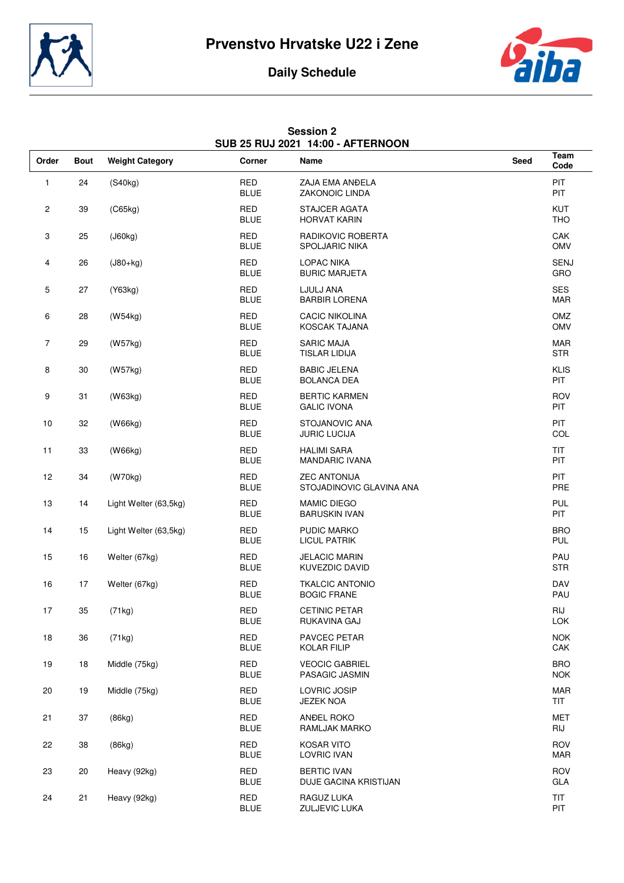# Prvenstvo Hrvatske U22 i Zene

## Daily Schedule

**Session 2**
**SUB 25 RUJ 2021 14:00 - AFTERNOON**

| Order | Bout | Weight Category | Corner | Name | Seed | Team Code |
|---|---|---|---|---|---|---|
| 1 | 24 | (S40kg) | RED<br>BLUE | ZAJA EMA ANĐELA<br>ZAKONOIC LINDA | | PIT<br>PIT |
| 2 | 39 | (C65kg) | RED<br>BLUE | STAJCER AGATA<br>HORVAT KARIN | | KUT<br>THO |
| 3 | 25 | (J60kg) | RED<br>BLUE | RADIKOVIC ROBERTA<br>SPOLJARIC NIKA | | CAK<br>OMV |
| 4 | 26 | (J80+kg) | RED<br>BLUE | LOPAC NIKA<br>BURIC MARJETA | | SENJ<br>GRO |
| 5 | 27 | (Y63kg) | RED<br>BLUE | LJULJ ANA<br>BARBIR LORENA | | SES<br>MAR |
| 6 | 28 | (W54kg) | RED<br>BLUE | CACIC NIKOLINA<br>KOSCAK TAJANA | | OMZ<br>OMV |
| 7 | 29 | (W57kg) | RED<br>BLUE | SARIC MAJA<br>TISLAR LIDIJA | | MAR<br>STR |
| 8 | 30 | (W57kg) | RED<br>BLUE | BABIC JELENA<br>BOLANCA DEA | | KLIS<br>PIT |
| 9 | 31 | (W63kg) | RED<br>BLUE | BERTIC KARMEN<br>GALIC IVONA | | ROV<br>PIT |
| 10 | 32 | (W66kg) | RED<br>BLUE | STOJANOVIC ANA<br>JURIC LUCIJA | | PIT<br>COL |
| 11 | 33 | (W66kg) | RED<br>BLUE | HALIMI SARA<br>MANDARIC IVANA | | TIT<br>PIT |
| 12 | 34 | (W70kg) | RED<br>BLUE | ZEC ANTONIJA<br>STOJADINOVIC GLAVINA ANA | | PIT<br>PRE |
| 13 | 14 | Light Welter (63,5kg) | RED<br>BLUE | MAMIC DIEGO<br>BARUSKIN IVAN | | PUL<br>PIT |
| 14 | 15 | Light Welter (63,5kg) | RED<br>BLUE | PUDIC MARKO<br>LICUL PATRIK | | BRO<br>PUL |
| 15 | 16 | Welter (67kg) | RED<br>BLUE | JELACIC MARIN<br>KUVEZDIC DAVID | | PAU<br>STR |
| 16 | 17 | Welter (67kg) | RED<br>BLUE | TKALCIC ANTONIO<br>BOGIC FRANE | | DAV<br>PAU |
| 17 | 35 | (71kg) | RED<br>BLUE | CETINIC PETAR<br>RUKAVINA GAJ | | RIJ<br>LOK |
| 18 | 36 | (71kg) | RED<br>BLUE | PAVCEC PETAR<br>KOLAR FILIP | | NOK<br>CAK |
| 19 | 18 | Middle (75kg) | RED<br>BLUE | VEOCIC GABRIEL<br>PASAGIC JASMIN | | BRO<br>NOK |
| 20 | 19 | Middle (75kg) | RED<br>BLUE | LOVRIC JOSIP<br>JEZEK NOA | | MAR<br>TIT |
| 21 | 37 | (86kg) | RED<br>BLUE | ANĐEL ROKO<br>RAMLJAK MARKO | | MET<br>RIJ |
| 22 | 38 | (86kg) | RED<br>BLUE | KOSAR VITO<br>LOVRIC IVAN | | ROV<br>MAR |
| 23 | 20 | Heavy (92kg) | RED<br>BLUE | BERTIC IVAN<br>DUJE GACINA KRISTIJAN | | ROV<br>GLA |
| 24 | 21 | Heavy (92kg) | RED<br>BLUE | RAGUZ LUKA<br>ZULJEVIC LUKA | | TIT<br>PIT |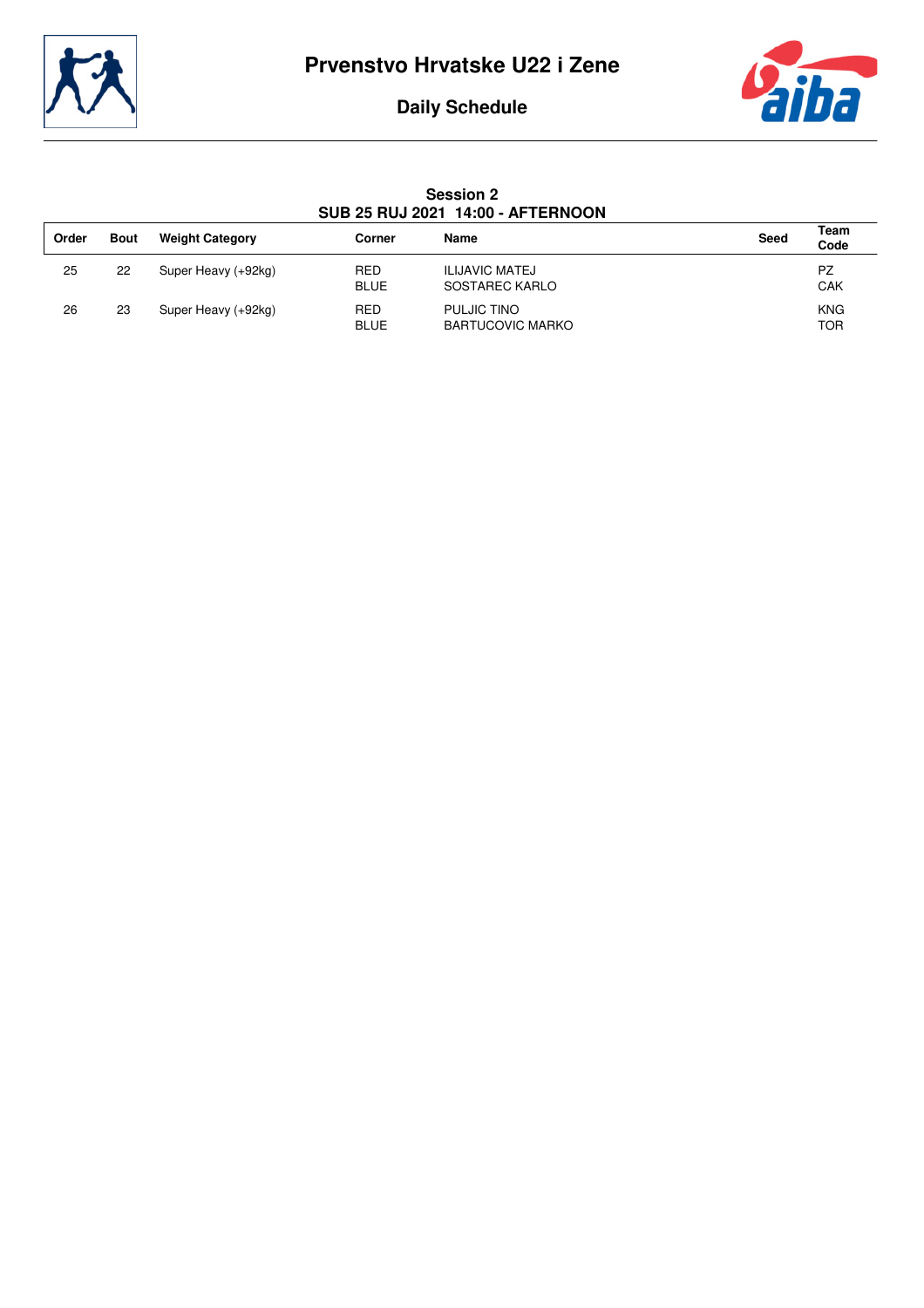# Prvenstvo Hrvatske U22 i Zene

## Daily Schedule

### Session 2
### SUB 25 RUJ 2021 14:00 - AFTERNOON

| Order | Bout | Weight Category | Corner | Name | Seed | Team Code |
|---|---|---|---|---|---|---|
| 25 | 22 | Super Heavy (+92kg) | RED | ILIJAVIC MATEJ | | PZ |
| | | | BLUE | SOSTAREC KARLO | | CAK |
| 26 | 23 | Super Heavy (+92kg) | RED | PULJIC TINO | | KNG |
| | | | BLUE | BARTUCOVIC MARKO | | TOR |